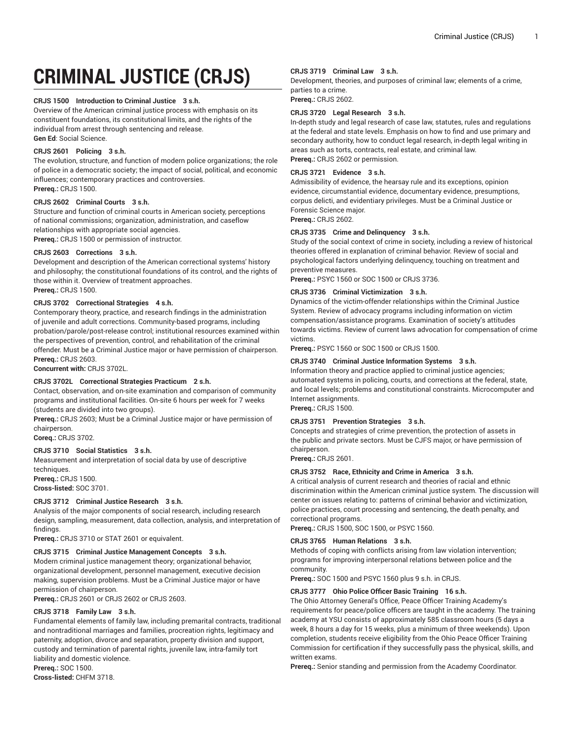# CRIMINAL JUSTICE (CRJS)

**CRJS 1500 Introduction to Criminal Justice 3 s.h.**

Overview of the American criminal justice process with emphasis on its constituent foundations, its constitutional limits, and the rights of the individual from arrest through sentencing and release.

**Gen Ed**: Social Science.

**CRJS 2601 Policing 3 s.h.**

The evolution, structure, and function of modern police organizations; the role of police in a democratic society; the impact of social, political, and economic influences; contemporary practices and controversies.

**Prereq.:** CRJS 1500.

**CRJS 2602 Criminal Courts 3 s.h.**

Structure and function of criminal courts in American society, perceptions of national commissions; organization, administration, and caseflow relationships with appropriate social agencies.

**Prereq.:** CRJS 1500 or permission of instructor.

**CRJS 2603 Corrections 3 s.h.**

Development and description of the American correctional systems' history and philosophy; the constitutional foundations of its control, and the rights of those within it. Overview of treatment approaches.

**Prereq.:** CRJS 1500.

**CRJS 3702 Correctional Strategies 4 s.h.**

Contemporary theory, practice, and research findings in the administration of juvenile and adult corrections. Community-based programs, including probation/parole/post-release control; institutional resources examined within the perspectives of prevention, control, and rehabilitation of the criminal offender. Must be a Criminal Justice major or have permission of chairperson.

**Prereq.:** CRJS 2603.

**Concurrent with:** CRJS 3702L.

**CRJS 3702L Correctional Strategies Practicum 2 s.h.**

Contact, observation, and on-site examination and comparison of community programs and institutional facilities. On-site 6 hours per week for 7 weeks (students are divided into two groups).

**Prereq.:** CRJS 2603; Must be a Criminal Justice major or have permission of chairperson.

**Coreq.:** CRJS 3702.

**CRJS 3710 Social Statistics 3 s.h.**

Measurement and interpretation of social data by use of descriptive techniques.

**Prereq.:** CRJS 1500.

**Cross-listed:** SOC 3701.

**CRJS 3712 Criminal Justice Research 3 s.h.**

Analysis of the major components of social research, including research design, sampling, measurement, data collection, analysis, and interpretation of findings.

**Prereq.:** CRJS 3710 or STAT 2601 or equivalent.

**CRJS 3715 Criminal Justice Management Concepts 3 s.h.**

Modern criminal justice management theory; organizational behavior, organizational development, personnel management, executive decision making, supervision problems. Must be a Criminal Justice major or have permission of chairperson.

**Prereq.:** CRJS 2601 or CRJS 2602 or CRJS 2603.

**CRJS 3718 Family Law 3 s.h.**

Fundamental elements of family law, including premarital contracts, traditional and nontraditional marriages and families, procreation rights, legitimacy and paternity, adoption, divorce and separation, property division and support, custody and termination of parental rights, juvenile law, intra-family tort liability and domestic violence.

**Prereq.:** SOC 1500.

**Cross-listed:** CHFM 3718.

**CRJS 3719 Criminal Law 3 s.h.**

Development, theories, and purposes of criminal law; elements of a crime, parties to a crime.

**Prereq.:** CRJS 2602.

**CRJS 3720 Legal Research 3 s.h.**

In-depth study and legal research of case law, statutes, rules and regulations at the federal and state levels. Emphasis on how to find and use primary and secondary authority, how to conduct legal research, in-depth legal writing in areas such as torts, contracts, real estate, and criminal law.

**Prereq.:** CRJS 2602 or permission.

**CRJS 3721 Evidence 3 s.h.**

Admissibility of evidence, the hearsay rule and its exceptions, opinion evidence, circumstantial evidence, documentary evidence, presumptions, corpus delicti, and evidentiary privileges. Must be a Criminal Justice or Forensic Science major.

**Prereq.:** CRJS 2602.

**CRJS 3735 Crime and Delinquency 3 s.h.**

Study of the social context of crime in society, including a review of historical theories offered in explanation of criminal behavior. Review of social and psychological factors underlying delinquency, touching on treatment and preventive measures.

**Prereq.:** PSYC 1560 or SOC 1500 or CRJS 3736.

**CRJS 3736 Criminal Victimization 3 s.h.**

Dynamics of the victim-offender relationships within the Criminal Justice System. Review of advocacy programs including information on victim compensation/assistance programs. Examination of society's attitudes towards victims. Review of current laws advocation for compensation of crime victims.

**Prereq.:** PSYC 1560 or SOC 1500 or CRJS 1500.

**CRJS 3740 Criminal Justice Information Systems 3 s.h.**

Information theory and practice applied to criminal justice agencies; automated systems in policing, courts, and corrections at the federal, state, and local levels; problems and constitutional constraints. Microcomputer and Internet assignments.

**Prereq.:** CRJS 1500.

**CRJS 3751 Prevention Strategies 3 s.h.**

Concepts and strategies of crime prevention, the protection of assets in the public and private sectors. Must be CJFS major, or have permission of chairperson.

**Prereq.:** CRJS 2601.

**CRJS 3752 Race, Ethnicity and Crime in America 3 s.h.**

A critical analysis of current research and theories of racial and ethnic discrimination within the American criminal justice system. The discussion will center on issues relating to: patterns of criminal behavior and victimization, police practices, court processing and sentencing, the death penalty, and correctional programs.

**Prereq.:** CRJS 1500, SOC 1500, or PSYC 1560.

**CRJS 3765 Human Relations 3 s.h.**

Methods of coping with conflicts arising from law violation intervention; programs for improving interpersonal relations between police and the community.

**Prereq.:** SOC 1500 and PSYC 1560 plus 9 s.h. in CRJS.

**CRJS 3777 Ohio Police Officer Basic Training 16 s.h.**

The Ohio Attorney General's Office, Peace Officer Training Academy's requirements for peace/police officers are taught in the academy. The training academy at YSU consists of approximately 585 classroom hours (5 days a week, 8 hours a day for 15 weeks, plus a minimum of three weekends). Upon completion, students receive eligibility from the Ohio Peace Officer Training Commission for certification if they successfully pass the physical, skills, and written exams.

**Prereq.:** Senior standing and permission from the Academy Coordinator.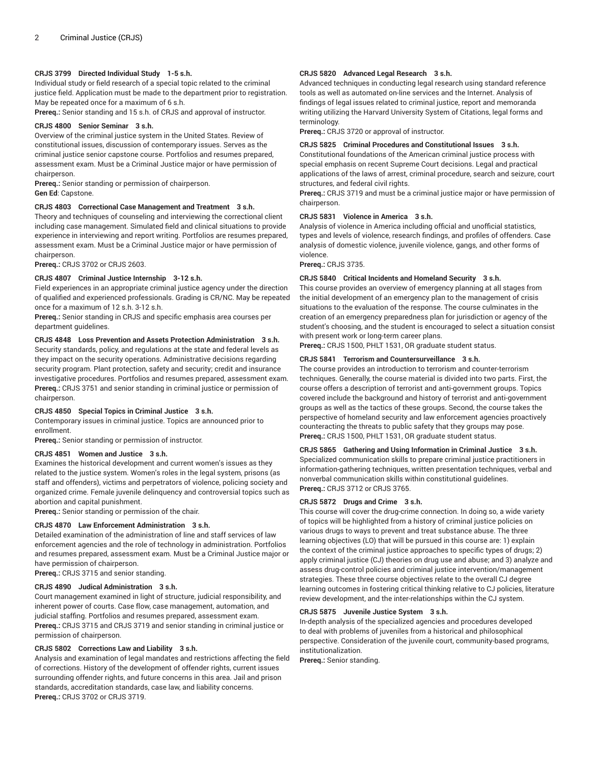**CRJS 3799 Directed Individual Study 1-5 s.h.**

Individual study or field research of a special topic related to the criminal justice field. Application must be made to the department prior to registration. May be repeated once for a maximum of 6 s.h.

**Prereq.:** Senior standing and 15 s.h. of CRJS and approval of instructor.

**CRJS 4800 Senior Seminar 3 s.h.**

Overview of the criminal justice system in the United States. Review of constitutional issues, discussion of contemporary issues. Serves as the criminal justice senior capstone course. Portfolios and resumes prepared, assessment exam. Must be a Criminal Justice major or have permission of chairperson.

**Prereq.:** Senior standing or permission of chairperson.

**Gen Ed**: Capstone.

**CRJS 4803 Correctional Case Management and Treatment 3 s.h.**

Theory and techniques of counseling and interviewing the correctional client including case management. Simulated field and clinical situations to provide experience in interviewing and report writing. Portfolios are resumes prepared, assessment exam. Must be a Criminal Justice major or have permission of chairperson.

**Prereq.:** CRJS 3702 or CRJS 2603.

**CRJS 4807 Criminal Justice Internship 3-12 s.h.**

Field experiences in an appropriate criminal justice agency under the direction of qualified and experienced professionals. Grading is CR/NC. May be repeated once for a maximum of 12 s.h. 3-12 s.h.

**Prereq.:** Senior standing in CRJS and specific emphasis area courses per department guidelines.

**CRJS 4848 Loss Prevention and Assets Protection Administration 3 s.h.**

Security standards, policy, and regulations at the state and federal levels as they impact on the security operations. Administrative decisions regarding security program. Plant protection, safety and security; credit and insurance investigative procedures. Portfolios and resumes prepared, assessment exam.

**Prereq.:** CRJS 3751 and senior standing in criminal justice or permission of chairperson.

**CRJS 4850 Special Topics in Criminal Justice 3 s.h.**

Contemporary issues in criminal justice. Topics are announced prior to enrollment.

**Prereq.:** Senior standing or permission of instructor.

**CRJS 4851 Women and Justice 3 s.h.**

Examines the historical development and current women's issues as they related to the justice system. Women's roles in the legal system, prisons (as staff and offenders), victims and perpetrators of violence, policing society and organized crime. Female juvenile delinquency and controversial topics such as abortion and capital punishment.

**Prereq.:** Senior standing or permission of the chair.

**CRJS 4870 Law Enforcement Administration 3 s.h.**

Detailed examination of the administration of line and staff services of law enforcement agencies and the role of technology in administration. Portfolios and resumes prepared, assessment exam. Must be a Criminal Justice major or have permission of chairperson.

**Prereq.:** CRJS 3715 and senior standing.

**CRJS 4890 Judical Administration 3 s.h.**

Court management examined in light of structure, judicial responsibility, and inherent power of courts. Case flow, case management, automation, and judicial staffing. Portfolios and resumes prepared, assessment exam.

**Prereq.:** CRJS 3715 and CRJS 3719 and senior standing in criminal justice or permission of chairperson.

**CRJS 5802 Corrections Law and Liability 3 s.h.**

Analysis and examination of legal mandates and restrictions affecting the field of corrections. History of the development of offender rights, current issues surrounding offender rights, and future concerns in this area. Jail and prison standards, accreditation standards, case law, and liability concerns.

**Prereq.:** CRJS 3702 or CRJS 3719.

**CRJS 5820 Advanced Legal Research 3 s.h.**

Advanced techniques in conducting legal research using standard reference tools as well as automated on-line services and the Internet. Analysis of findings of legal issues related to criminal justice, report and memoranda writing utilizing the Harvard University System of Citations, legal forms and terminology.

**Prereq.:** CRJS 3720 or approval of instructor.

**CRJS 5825 Criminal Procedures and Constitutional Issues 3 s.h.**

Constitutional foundations of the American criminal justice process with special emphasis on recent Supreme Court decisions. Legal and practical applications of the laws of arrest, criminal procedure, search and seizure, court structures, and federal civil rights.

**Prereq.:** CRJS 3719 and must be a criminal justice major or have permission of chairperson.

**CRJS 5831 Violence in America 3 s.h.**

Analysis of violence in America including official and unofficial statistics, types and levels of violence, research findings, and profiles of offenders. Case analysis of domestic violence, juvenile violence, gangs, and other forms of violence.

**Prereq.:** CRJS 3735.

**CRJS 5840 Critical Incidents and Homeland Security 3 s.h.**

This course provides an overview of emergency planning at all stages from the initial development of an emergency plan to the management of crisis situations to the evaluation of the response. The course culminates in the creation of an emergency preparedness plan for jurisdiction or agency of the student's choosing, and the student is encouraged to select a situation consist with present work or long-term career plans.

**Prereq.:** CRJS 1500, PHLT 1531, OR graduate student status.

**CRJS 5841 Terrorism and Countersurveillance 3 s.h.**

The course provides an introduction to terrorism and counter-terrorism techniques. Generally, the course material is divided into two parts. First, the course offers a description of terrorist and anti-government groups. Topics covered include the background and history of terrorist and anti-government groups as well as the tactics of these groups. Second, the course takes the perspective of homeland security and law enforcement agencies proactively counteracting the threats to public safety that they groups may pose.

**Prereq.:** CRJS 1500, PHLT 1531, OR graduate student status.

**CRJS 5865 Gathering and Using Information in Criminal Justice 3 s.h.**

Specialized communication skills to prepare criminal justice practitioners in information-gathering techniques, written presentation techniques, verbal and nonverbal communication skills within constitutional guidelines.

**Prereq.:** CRJS 3712 or CRJS 3765.

**CRJS 5872 Drugs and Crime 3 s.h.**

This course will cover the drug-crime connection. In doing so, a wide variety of topics will be highlighted from a history of criminal justice policies on various drugs to ways to prevent and treat substance abuse. The three learning objectives (LO) that will be pursued in this course are: 1) explain the context of the criminal justice approaches to specific types of drugs; 2) apply criminal justice (CJ) theories on drug use and abuse; and 3) analyze and assess drug-control policies and criminal justice intervention/management strategies. These three course objectives relate to the overall CJ degree learning outcomes in fostering critical thinking relative to CJ policies, literature review development, and the inter-relationships within the CJ system.

**CRJS 5875 Juvenile Justice System 3 s.h.**

In-depth analysis of the specialized agencies and procedures developed to deal with problems of juveniles from a historical and philosophical perspective. Consideration of the juvenile court, community-based programs, institutionalization.

**Prereq.:** Senior standing.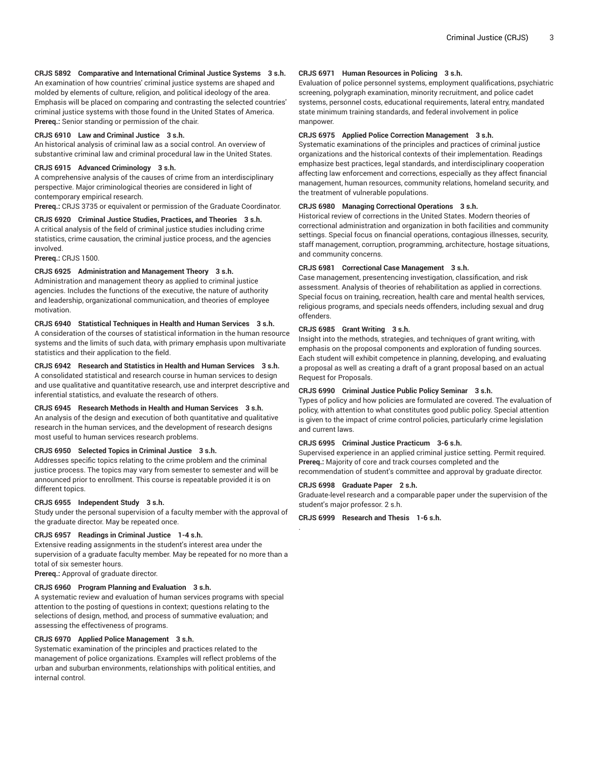**CRJS 5892 Comparative and International Criminal Justice Systems 3 s.h.**
An examination of how countries' criminal justice systems are shaped and molded by elements of culture, religion, and political ideology of the area. Emphasis will be placed on comparing and contrasting the selected countries' criminal justice systems with those found in the United States of America.
**Prereq.:** Senior standing or permission of the chair.

**CRJS 6910 Law and Criminal Justice 3 s.h.**
An historical analysis of criminal law as a social control. An overview of substantive criminal law and criminal procedural law in the United States.

**CRJS 6915 Advanced Criminology 3 s.h.**
A comprehensive analysis of the causes of crime from an interdisciplinary perspective. Major criminological theories are considered in light of contemporary empirical research.
**Prereq.:** CRJS 3735 or equivalent or permission of the Graduate Coordinator.

**CRJS 6920 Criminal Justice Studies, Practices, and Theories 3 s.h.**
A critical analysis of the field of criminal justice studies including crime statistics, crime causation, the criminal justice process, and the agencies involved.
**Prereq.:** CRJS 1500.

**CRJS 6925 Administration and Management Theory 3 s.h.**
Administration and management theory as applied to criminal justice agencies. Includes the functions of the executive, the nature of authority and leadership, organizational communication, and theories of employee motivation.

**CRJS 6940 Statistical Techniques in Health and Human Services 3 s.h.**
A consideration of the courses of statistical information in the human resource systems and the limits of such data, with primary emphasis upon multivariate statistics and their application to the field.

**CRJS 6942 Research and Statistics in Health and Human Services 3 s.h.**
A consolidated statistical and research course in human services to design and use qualitative and quantitative research, use and interpret descriptive and inferential statistics, and evaluate the research of others.

**CRJS 6945 Research Methods in Health and Human Services 3 s.h.**
An analysis of the design and execution of both quantitative and qualitative research in the human services, and the development of research designs most useful to human services research problems.

**CRJS 6950 Selected Topics in Criminal Justice 3 s.h.**
Addresses specific topics relating to the crime problem and the criminal justice process. The topics may vary from semester to semester and will be announced prior to enrollment. This course is repeatable provided it is on different topics.

**CRJS 6955 Independent Study 3 s.h.**
Study under the personal supervision of a faculty member with the approval of the graduate director. May be repeated once.

**CRJS 6957 Readings in Criminal Justice 1-4 s.h.**
Extensive reading assignments in the student's interest area under the supervision of a graduate faculty member. May be repeated for no more than a total of six semester hours.
**Prereq.:** Approval of graduate director.

**CRJS 6960 Program Planning and Evaluation 3 s.h.**
A systematic review and evaluation of human services programs with special attention to the posting of questions in context; questions relating to the selections of design, method, and process of summative evaluation; and assessing the effectiveness of programs.

**CRJS 6970 Applied Police Management 3 s.h.**
Systematic examination of the principles and practices related to the management of police organizations. Examples will reflect problems of the urban and suburban environments, relationships with political entities, and internal control.

**CRJS 6971 Human Resources in Policing 3 s.h.**
Evaluation of police personnel systems, employment qualifications, psychiatric screening, polygraph examination, minority recruitment, and police cadet systems, personnel costs, educational requirements, lateral entry, mandated state minimum training standards, and federal involvement in police manpower.

**CRJS 6975 Applied Police Correction Management 3 s.h.**
Systematic examinations of the principles and practices of criminal justice organizations and the historical contexts of their implementation. Readings emphasize best practices, legal standards, and interdisciplinary cooperation affecting law enforcement and corrections, especially as they affect financial management, human resources, community relations, homeland security, and the treatment of vulnerable populations.

**CRJS 6980 Managing Correctional Operations 3 s.h.**
Historical review of corrections in the United States. Modern theories of correctional administration and organization in both facilities and community settings. Special focus on financial operations, contagious illnesses, security, staff management, corruption, programming, architecture, hostage situations, and community concerns.

**CRJS 6981 Correctional Case Management 3 s.h.**
Case management, presentencing investigation, classification, and risk assessment. Analysis of theories of rehabilitation as applied in corrections. Special focus on training, recreation, health care and mental health services, religious programs, and specials needs offenders, including sexual and drug offenders.

**CRJS 6985 Grant Writing 3 s.h.**
Insight into the methods, strategies, and techniques of grant writing, with emphasis on the proposal components and exploration of funding sources. Each student will exhibit competence in planning, developing, and evaluating a proposal as well as creating a draft of a grant proposal based on an actual Request for Proposals.

**CRJS 6990 Criminal Justice Public Policy Seminar 3 s.h.**
Types of policy and how policies are formulated are covered. The evaluation of policy, with attention to what constitutes good public policy. Special attention is given to the impact of crime control policies, particularly crime legislation and current laws.

**CRJS 6995 Criminal Justice Practicum 3-6 s.h.**
Supervised experience in an applied criminal justice setting. Permit required.
**Prereq.:** Majority of core and track courses completed and the recommendation of student's committee and approval by graduate director.

**CRJS 6998 Graduate Paper 2 s.h.**
Graduate-level research and a comparable paper under the supervision of the student's major professor. 2 s.h.

**CRJS 6999 Research and Thesis 1-6 s.h.**
.